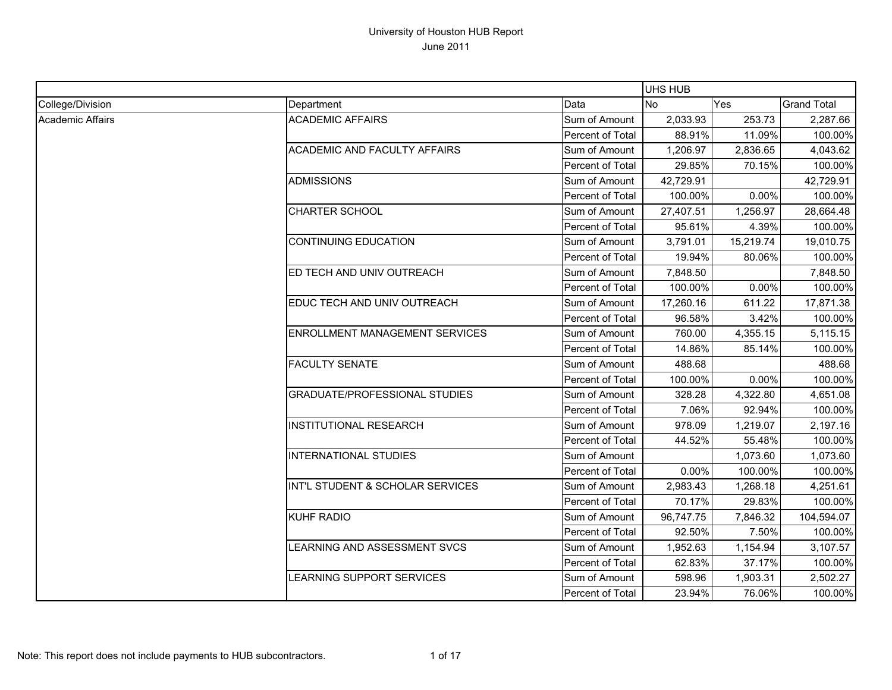# University of Houston HUB Report
June 2011

| | | | UHS HUB | | |
|---|---|---|---|---|---|
| College/Division | Department | Data | No | Yes | Grand Total |
| Academic Affairs | ACADEMIC AFFAIRS | Sum of Amount | 2,033.93 | 253.73 | 2,287.66 |
| | | Percent of Total | 88.91% | 11.09% | 100.00% |
| | ACADEMIC AND FACULTY AFFAIRS | Sum of Amount | 1,206.97 | 2,836.65 | 4,043.62 |
| | | Percent of Total | 29.85% | 70.15% | 100.00% |
| | ADMISSIONS | Sum of Amount | 42,729.91 | | 42,729.91 |
| | | Percent of Total | 100.00% | 0.00% | 100.00% |
| | CHARTER SCHOOL | Sum of Amount | 27,407.51 | 1,256.97 | 28,664.48 |
| | | Percent of Total | 95.61% | 4.39% | 100.00% |
| | CONTINUING EDUCATION | Sum of Amount | 3,791.01 | 15,219.74 | 19,010.75 |
| | | Percent of Total | 19.94% | 80.06% | 100.00% |
| | ED TECH AND UNIV OUTREACH | Sum of Amount | 7,848.50 | | 7,848.50 |
| | | Percent of Total | 100.00% | 0.00% | 100.00% |
| | EDUC TECH AND UNIV OUTREACH | Sum of Amount | 17,260.16 | 611.22 | 17,871.38 |
| | | Percent of Total | 96.58% | 3.42% | 100.00% |
| | ENROLLMENT MANAGEMENT SERVICES | Sum of Amount | 760.00 | 4,355.15 | 5,115.15 |
| | | Percent of Total | 14.86% | 85.14% | 100.00% |
| | FACULTY SENATE | Sum of Amount | 488.68 | | 488.68 |
| | | Percent of Total | 100.00% | 0.00% | 100.00% |
| | GRADUATE/PROFESSIONAL STUDIES | Sum of Amount | 328.28 | 4,322.80 | 4,651.08 |
| | | Percent of Total | 7.06% | 92.94% | 100.00% |
| | INSTITUTIONAL RESEARCH | Sum of Amount | 978.09 | 1,219.07 | 2,197.16 |
| | | Percent of Total | 44.52% | 55.48% | 100.00% |
| | INTERNATIONAL STUDIES | Sum of Amount | | 1,073.60 | 1,073.60 |
| | | Percent of Total | 0.00% | 100.00% | 100.00% |
| | INT'L STUDENT & SCHOLAR SERVICES | Sum of Amount | 2,983.43 | 1,268.18 | 4,251.61 |
| | | Percent of Total | 70.17% | 29.83% | 100.00% |
| | KUHF RADIO | Sum of Amount | 96,747.75 | 7,846.32 | 104,594.07 |
| | | Percent of Total | 92.50% | 7.50% | 100.00% |
| | LEARNING AND ASSESSMENT SVCS | Sum of Amount | 1,952.63 | 1,154.94 | 3,107.57 |
| | | Percent of Total | 62.83% | 37.17% | 100.00% |
| | LEARNING SUPPORT SERVICES | Sum of Amount | 598.96 | 1,903.31 | 2,502.27 |
| | | Percent of Total | 23.94% | 76.06% | 100.00% |

Note: This report does not include payments to HUB subcontractors.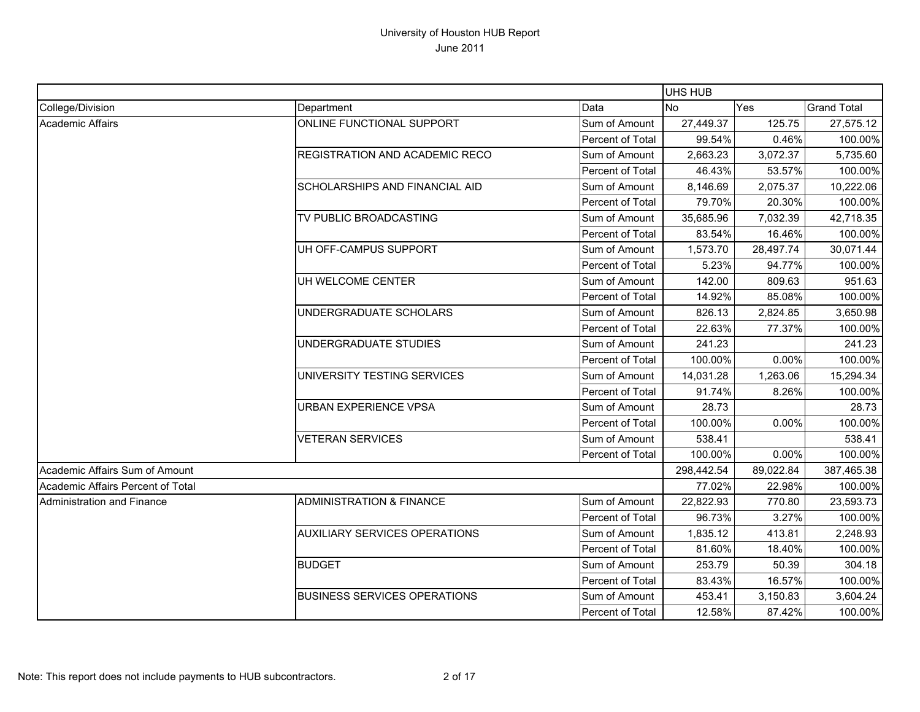# University of Houston HUB Report

June 2011

| | | | UHS HUB | | |
|---|---|---|---|---|---|
| College/Division | Department | Data | No | Yes | Grand Total |
| Academic Affairs | ONLINE FUNCTIONAL SUPPORT | Sum of Amount | 27,449.37 | 125.75 | 27,575.12 |
| | | Percent of Total | 99.54% | 0.46% | 100.00% |
| | REGISTRATION AND ACADEMIC RECO | Sum of Amount | 2,663.23 | 3,072.37 | 5,735.60 |
| | | Percent of Total | 46.43% | 53.57% | 100.00% |
| | SCHOLARSHIPS AND FINANCIAL AID | Sum of Amount | 8,146.69 | 2,075.37 | 10,222.06 |
| | | Percent of Total | 79.70% | 20.30% | 100.00% |
| | TV PUBLIC BROADCASTING | Sum of Amount | 35,685.96 | 7,032.39 | 42,718.35 |
| | | Percent of Total | 83.54% | 16.46% | 100.00% |
| | UH OFF-CAMPUS SUPPORT | Sum of Amount | 1,573.70 | 28,497.74 | 30,071.44 |
| | | Percent of Total | 5.23% | 94.77% | 100.00% |
| | UH WELCOME CENTER | Sum of Amount | 142.00 | 809.63 | 951.63 |
| | | Percent of Total | 14.92% | 85.08% | 100.00% |
| | UNDERGRADUATE SCHOLARS | Sum of Amount | 826.13 | 2,824.85 | 3,650.98 |
| | | Percent of Total | 22.63% | 77.37% | 100.00% |
| | UNDERGRADUATE STUDIES | Sum of Amount | 241.23 | | 241.23 |
| | | Percent of Total | 100.00% | 0.00% | 100.00% |
| | UNIVERSITY TESTING SERVICES | Sum of Amount | 14,031.28 | 1,263.06 | 15,294.34 |
| | | Percent of Total | 91.74% | 8.26% | 100.00% |
| | URBAN EXPERIENCE VPSA | Sum of Amount | 28.73 | | 28.73 |
| | | Percent of Total | 100.00% | 0.00% | 100.00% |
| | VETERAN SERVICES | Sum of Amount | 538.41 | | 538.41 |
| | | Percent of Total | 100.00% | 0.00% | 100.00% |
| Academic Affairs Sum of Amount | | | 298,442.54 | 89,022.84 | 387,465.38 |
| Academic Affairs Percent of Total | | | 77.02% | 22.98% | 100.00% |
| Administration and Finance | ADMINISTRATION & FINANCE | Sum of Amount | 22,822.93 | 770.80 | 23,593.73 |
| | | Percent of Total | 96.73% | 3.27% | 100.00% |
| | AUXILIARY SERVICES OPERATIONS | Sum of Amount | 1,835.12 | 413.81 | 2,248.93 |
| | | Percent of Total | 81.60% | 18.40% | 100.00% |
| | BUDGET | Sum of Amount | 253.79 | 50.39 | 304.18 |
| | | Percent of Total | 83.43% | 16.57% | 100.00% |
| | BUSINESS SERVICES OPERATIONS | Sum of Amount | 453.41 | 3,150.83 | 3,604.24 |
| | | Percent of Total | 12.58% | 87.42% | 100.00% |

Note: This report does not include payments to HUB subcontractors.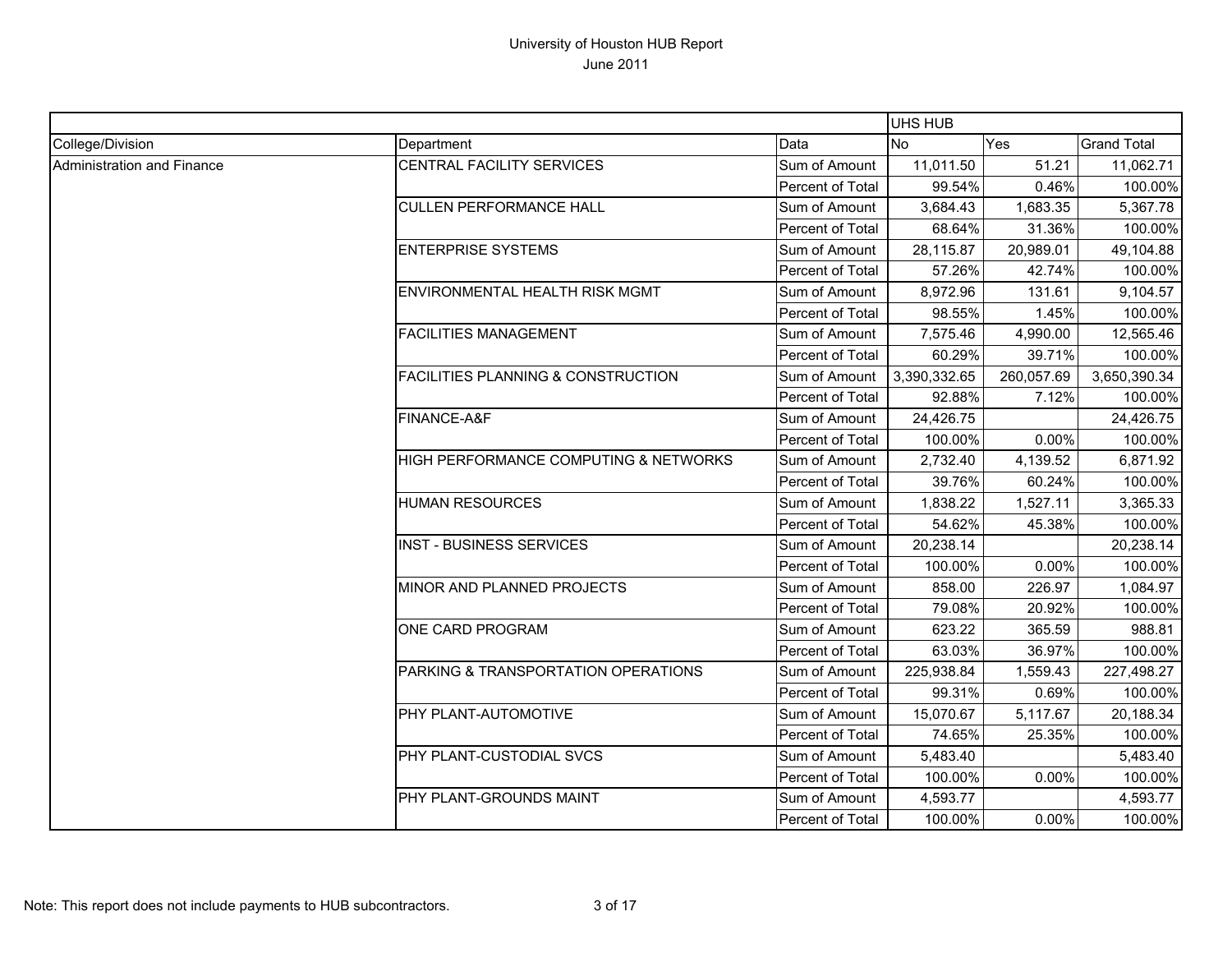# University of Houston HUB Report

June 2011

| | | | UHS HUB | | |
|---|---|---|---|---|---|
| College/Division | Department | Data | No | Yes | Grand Total |
| Administration and Finance | CENTRAL FACILITY SERVICES | Sum of Amount | 11,011.50 | 51.21 | 11,062.71 |
| | | Percent of Total | 99.54% | 0.46% | 100.00% |
| | CULLEN PERFORMANCE HALL | Sum of Amount | 3,684.43 | 1,683.35 | 5,367.78 |
| | | Percent of Total | 68.64% | 31.36% | 100.00% |
| | ENTERPRISE SYSTEMS | Sum of Amount | 28,115.87 | 20,989.01 | 49,104.88 |
| | | Percent of Total | 57.26% | 42.74% | 100.00% |
| | ENVIRONMENTAL HEALTH RISK MGMT | Sum of Amount | 8,972.96 | 131.61 | 9,104.57 |
| | | Percent of Total | 98.55% | 1.45% | 100.00% |
| | FACILITIES MANAGEMENT | Sum of Amount | 7,575.46 | 4,990.00 | 12,565.46 |
| | | Percent of Total | 60.29% | 39.71% | 100.00% |
| | FACILITIES PLANNING & CONSTRUCTION | Sum of Amount | 3,390,332.65 | 260,057.69 | 3,650,390.34 |
| | | Percent of Total | 92.88% | 7.12% | 100.00% |
| | FINANCE-A&F | Sum of Amount | 24,426.75 | | 24,426.75 |
| | | Percent of Total | 100.00% | 0.00% | 100.00% |
| | HIGH PERFORMANCE COMPUTING & NETWORKS | Sum of Amount | 2,732.40 | 4,139.52 | 6,871.92 |
| | | Percent of Total | 39.76% | 60.24% | 100.00% |
| | HUMAN RESOURCES | Sum of Amount | 1,838.22 | 1,527.11 | 3,365.33 |
| | | Percent of Total | 54.62% | 45.38% | 100.00% |
| | INST - BUSINESS SERVICES | Sum of Amount | 20,238.14 | | 20,238.14 |
| | | Percent of Total | 100.00% | 0.00% | 100.00% |
| | MINOR AND PLANNED PROJECTS | Sum of Amount | 858.00 | 226.97 | 1,084.97 |
| | | Percent of Total | 79.08% | 20.92% | 100.00% |
| | ONE CARD PROGRAM | Sum of Amount | 623.22 | 365.59 | 988.81 |
| | | Percent of Total | 63.03% | 36.97% | 100.00% |
| | PARKING & TRANSPORTATION OPERATIONS | Sum of Amount | 225,938.84 | 1,559.43 | 227,498.27 |
| | | Percent of Total | 99.31% | 0.69% | 100.00% |
| | PHY PLANT-AUTOMOTIVE | Sum of Amount | 15,070.67 | 5,117.67 | 20,188.34 |
| | | Percent of Total | 74.65% | 25.35% | 100.00% |
| | PHY PLANT-CUSTODIAL SVCS | Sum of Amount | 5,483.40 | | 5,483.40 |
| | | Percent of Total | 100.00% | 0.00% | 100.00% |
| | PHY PLANT-GROUNDS MAINT | Sum of Amount | 4,593.77 | | 4,593.77 |
| | | Percent of Total | 100.00% | 0.00% | 100.00% |

Note: This report does not include payments to HUB subcontractors.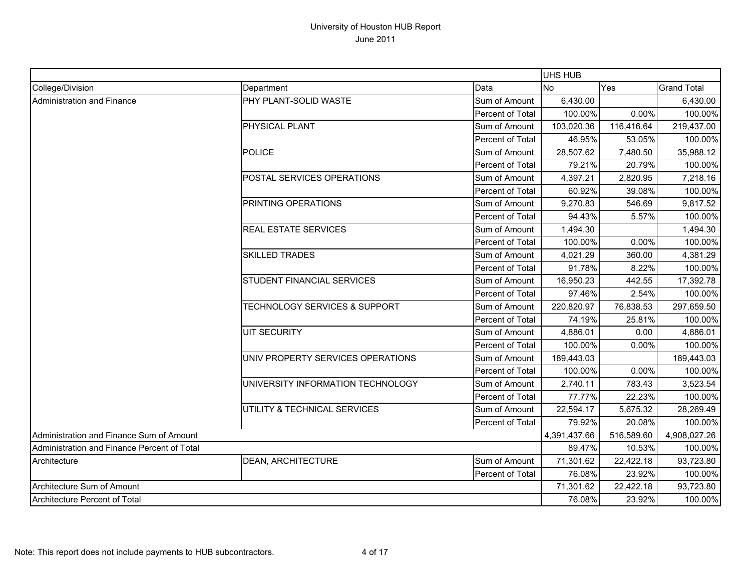# University of Houston HUB Report
June 2011

| | | | UHS HUB | | |
|---|---|---|---|---|---|
| College/Division | Department | Data | No | Yes | Grand Total |
| Administration and Finance | PHY PLANT-SOLID WASTE | Sum of Amount | 6,430.00 | | 6,430.00 |
| | | Percent of Total | 100.00% | 0.00% | 100.00% |
| | PHYSICAL PLANT | Sum of Amount | 103,020.36 | 116,416.64 | 219,437.00 |
| | | Percent of Total | 46.95% | 53.05% | 100.00% |
| | POLICE | Sum of Amount | 28,507.62 | 7,480.50 | 35,988.12 |
| | | Percent of Total | 79.21% | 20.79% | 100.00% |
| | POSTAL SERVICES OPERATIONS | Sum of Amount | 4,397.21 | 2,820.95 | 7,218.16 |
| | | Percent of Total | 60.92% | 39.08% | 100.00% |
| | PRINTING OPERATIONS | Sum of Amount | 9,270.83 | 546.69 | 9,817.52 |
| | | Percent of Total | 94.43% | 5.57% | 100.00% |
| | REAL ESTATE SERVICES | Sum of Amount | 1,494.30 | | 1,494.30 |
| | | Percent of Total | 100.00% | 0.00% | 100.00% |
| | SKILLED TRADES | Sum of Amount | 4,021.29 | 360.00 | 4,381.29 |
| | | Percent of Total | 91.78% | 8.22% | 100.00% |
| | STUDENT FINANCIAL SERVICES | Sum of Amount | 16,950.23 | 442.55 | 17,392.78 |
| | | Percent of Total | 97.46% | 2.54% | 100.00% |
| | TECHNOLOGY SERVICES & SUPPORT | Sum of Amount | 220,820.97 | 76,838.53 | 297,659.50 |
| | | Percent of Total | 74.19% | 25.81% | 100.00% |
| | UIT SECURITY | Sum of Amount | 4,886.01 | 0.00 | 4,886.01 |
| | | Percent of Total | 100.00% | 0.00% | 100.00% |
| | UNIV PROPERTY SERVICES OPERATIONS | Sum of Amount | 189,443.03 | | 189,443.03 |
| | | Percent of Total | 100.00% | 0.00% | 100.00% |
| | UNIVERSITY INFORMATION TECHNOLOGY | Sum of Amount | 2,740.11 | 783.43 | 3,523.54 |
| | | Percent of Total | 77.77% | 22.23% | 100.00% |
| | UTILITY & TECHNICAL SERVICES | Sum of Amount | 22,594.17 | 5,675.32 | 28,269.49 |
| | | Percent of Total | 79.92% | 20.08% | 100.00% |
| Administration and Finance Sum of Amount | | | 4,391,437.66 | 516,589.60 | 4,908,027.26 |
| Administration and Finance Percent of Total | | | 89.47% | 10.53% | 100.00% |
| Architecture | DEAN, ARCHITECTURE | Sum of Amount | 71,301.62 | 22,422.18 | 93,723.80 |
| | | Percent of Total | 76.08% | 23.92% | 100.00% |
| Architecture Sum of Amount | | | 71,301.62 | 22,422.18 | 93,723.80 |
| Architecture Percent of Total | | | 76.08% | 23.92% | 100.00% |

Note: This report does not include payments to HUB subcontractors.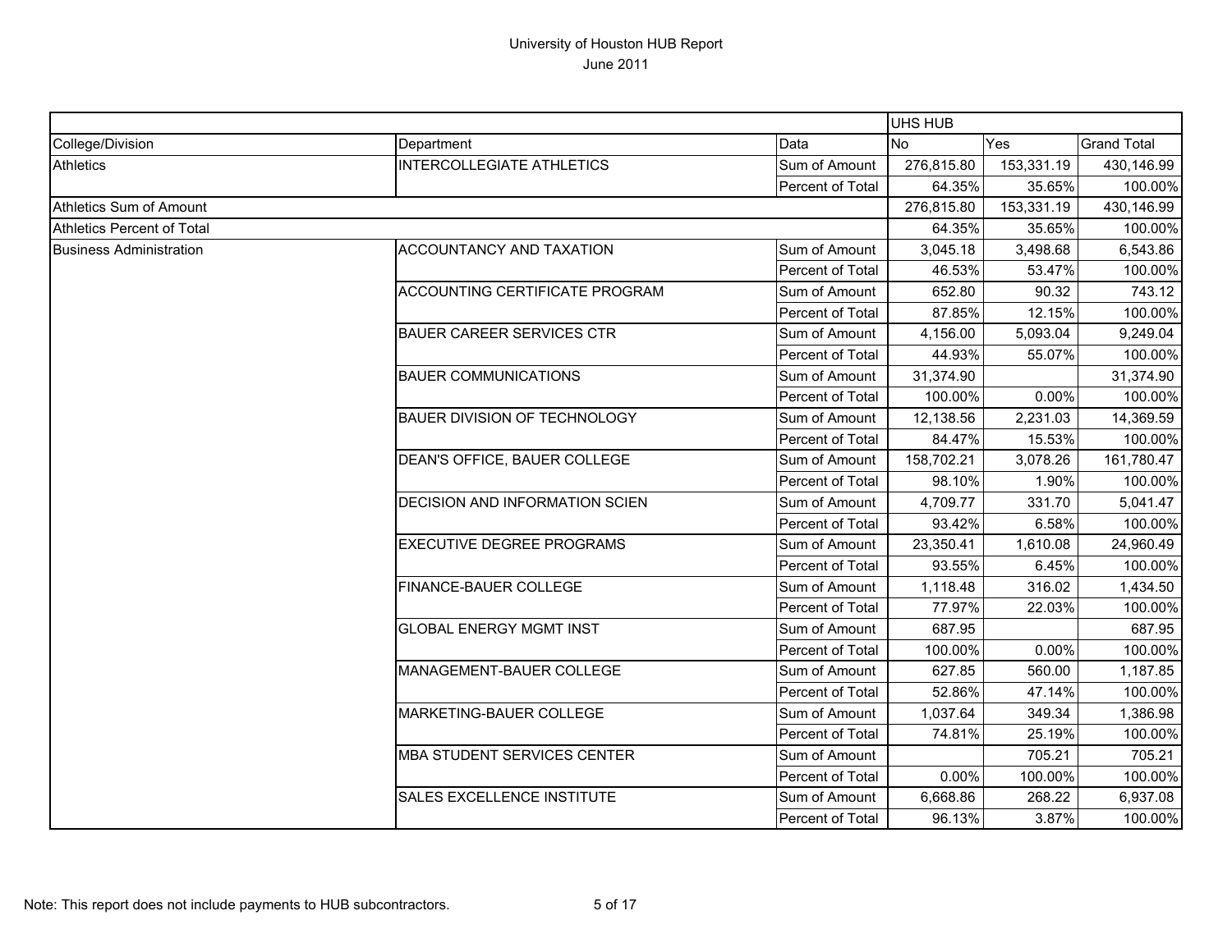# University of Houston HUB Report
June 2011

| | | | UHS HUB | | |
|---|---|---|---|---|---|
| College/Division | Department | Data | No | Yes | Grand Total |
| Athletics | INTERCOLLEGIATE ATHLETICS | Sum of Amount | 276,815.80 | 153,331.19 | 430,146.99 |
| | | Percent of Total | 64.35% | 35.65% | 100.00% |
| Athletics Sum of Amount | | | 276,815.80 | 153,331.19 | 430,146.99 |
| Athletics Percent of Total | | | 64.35% | 35.65% | 100.00% |
| Business Administration | ACCOUNTANCY AND TAXATION | Sum of Amount | 3,045.18 | 3,498.68 | 6,543.86 |
| | | Percent of Total | 46.53% | 53.47% | 100.00% |
| | ACCOUNTING CERTIFICATE PROGRAM | Sum of Amount | 652.80 | 90.32 | 743.12 |
| | | Percent of Total | 87.85% | 12.15% | 100.00% |
| | BAUER CAREER SERVICES CTR | Sum of Amount | 4,156.00 | 5,093.04 | 9,249.04 |
| | | Percent of Total | 44.93% | 55.07% | 100.00% |
| | BAUER COMMUNICATIONS | Sum of Amount | 31,374.90 | | 31,374.90 |
| | | Percent of Total | 100.00% | 0.00% | 100.00% |
| | BAUER DIVISION OF TECHNOLOGY | Sum of Amount | 12,138.56 | 2,231.03 | 14,369.59 |
| | | Percent of Total | 84.47% | 15.53% | 100.00% |
| | DEAN'S OFFICE, BAUER COLLEGE | Sum of Amount | 158,702.21 | 3,078.26 | 161,780.47 |
| | | Percent of Total | 98.10% | 1.90% | 100.00% |
| | DECISION AND INFORMATION SCIEN | Sum of Amount | 4,709.77 | 331.70 | 5,041.47 |
| | | Percent of Total | 93.42% | 6.58% | 100.00% |
| | EXECUTIVE DEGREE PROGRAMS | Sum of Amount | 23,350.41 | 1,610.08 | 24,960.49 |
| | | Percent of Total | 93.55% | 6.45% | 100.00% |
| | FINANCE-BAUER COLLEGE | Sum of Amount | 1,118.48 | 316.02 | 1,434.50 |
| | | Percent of Total | 77.97% | 22.03% | 100.00% |
| | GLOBAL ENERGY MGMT INST | Sum of Amount | 687.95 | | 687.95 |
| | | Percent of Total | 100.00% | 0.00% | 100.00% |
| | MANAGEMENT-BAUER COLLEGE | Sum of Amount | 627.85 | 560.00 | 1,187.85 |
| | | Percent of Total | 52.86% | 47.14% | 100.00% |
| | MARKETING-BAUER COLLEGE | Sum of Amount | 1,037.64 | 349.34 | 1,386.98 |
| | | Percent of Total | 74.81% | 25.19% | 100.00% |
| | MBA STUDENT SERVICES CENTER | Sum of Amount | | 705.21 | 705.21 |
| | | Percent of Total | 0.00% | 100.00% | 100.00% |
| | SALES EXCELLENCE INSTITUTE | Sum of Amount | 6,668.86 | 268.22 | 6,937.08 |
| | | Percent of Total | 96.13% | 3.87% | 100.00% |

Note: This report does not include payments to HUB subcontractors.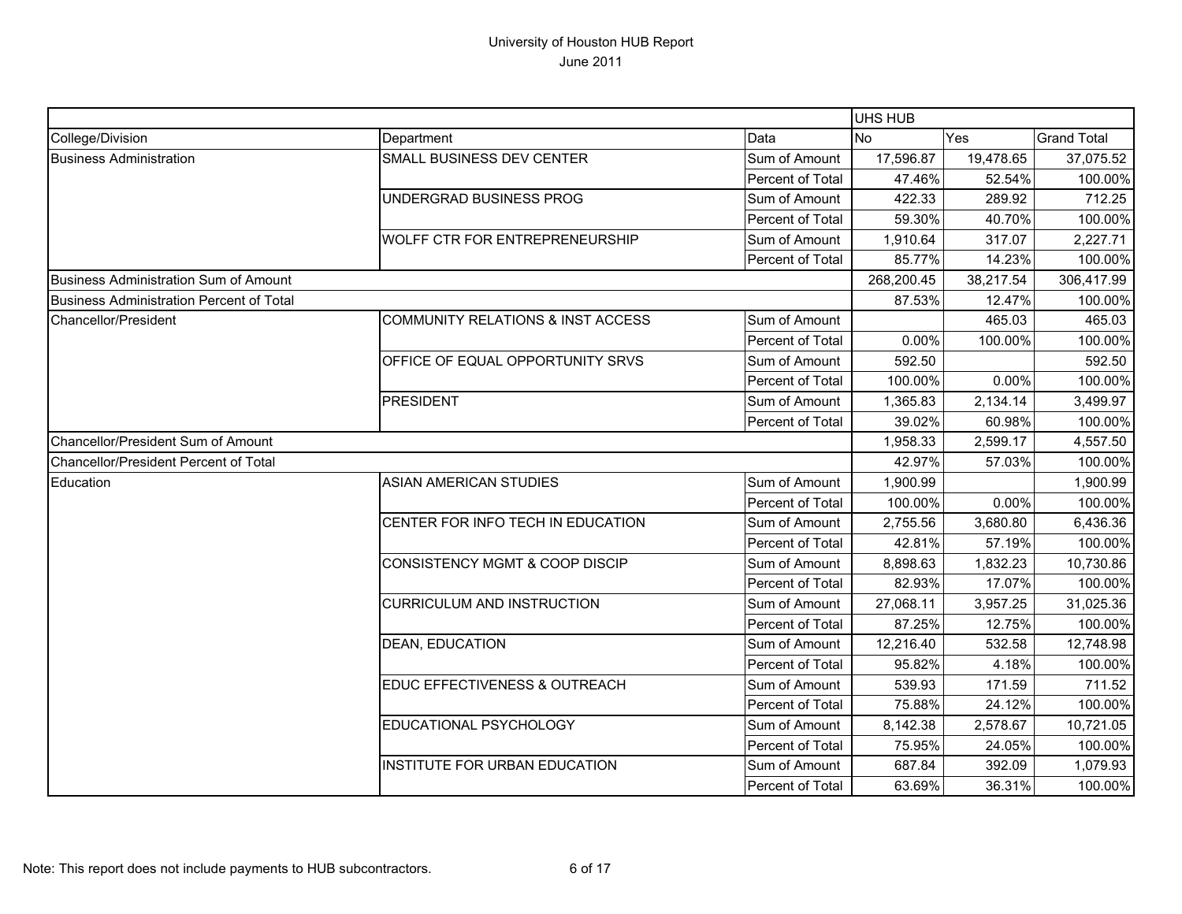# University of Houston HUB Report

June 2011

| | | | UHS HUB | | |
|---|---|---|---|---|---|
| College/Division | Department | Data | No | Yes | Grand Total |
| Business Administration | SMALL BUSINESS DEV CENTER | Sum of Amount | 17,596.87 | 19,478.65 | 37,075.52 |
| | | Percent of Total | 47.46% | 52.54% | 100.00% |
| | UNDERGRAD BUSINESS PROG | Sum of Amount | 422.33 | 289.92 | 712.25 |
| | | Percent of Total | 59.30% | 40.70% | 100.00% |
| | WOLFF CTR FOR ENTREPRENEURSHIP | Sum of Amount | 1,910.64 | 317.07 | 2,227.71 |
| | | Percent of Total | 85.77% | 14.23% | 100.00% |
| Business Administration Sum of Amount | | | 268,200.45 | 38,217.54 | 306,417.99 |
| Business Administration Percent of Total | | | 87.53% | 12.47% | 100.00% |
| Chancellor/President | COMMUNITY RELATIONS & INST ACCESS | Sum of Amount | | 465.03 | 465.03 |
| | | Percent of Total | 0.00% | 100.00% | 100.00% |
| | OFFICE OF EQUAL OPPORTUNITY SRVS | Sum of Amount | 592.50 | | 592.50 |
| | | Percent of Total | 100.00% | 0.00% | 100.00% |
| | PRESIDENT | Sum of Amount | 1,365.83 | 2,134.14 | 3,499.97 |
| | | Percent of Total | 39.02% | 60.98% | 100.00% |
| Chancellor/President Sum of Amount | | | 1,958.33 | 2,599.17 | 4,557.50 |
| Chancellor/President Percent of Total | | | 42.97% | 57.03% | 100.00% |
| Education | ASIAN AMERICAN STUDIES | Sum of Amount | 1,900.99 | | 1,900.99 |
| | | Percent of Total | 100.00% | 0.00% | 100.00% |
| | CENTER FOR INFO TECH IN EDUCATION | Sum of Amount | 2,755.56 | 3,680.80 | 6,436.36 |
| | | Percent of Total | 42.81% | 57.19% | 100.00% |
| | CONSISTENCY MGMT & COOP DISCIP | Sum of Amount | 8,898.63 | 1,832.23 | 10,730.86 |
| | | Percent of Total | 82.93% | 17.07% | 100.00% |
| | CURRICULUM AND INSTRUCTION | Sum of Amount | 27,068.11 | 3,957.25 | 31,025.36 |
| | | Percent of Total | 87.25% | 12.75% | 100.00% |
| | DEAN, EDUCATION | Sum of Amount | 12,216.40 | 532.58 | 12,748.98 |
| | | Percent of Total | 95.82% | 4.18% | 100.00% |
| | EDUC EFFECTIVENESS & OUTREACH | Sum of Amount | 539.93 | 171.59 | 711.52 |
| | | Percent of Total | 75.88% | 24.12% | 100.00% |
| | EDUCATIONAL PSYCHOLOGY | Sum of Amount | 8,142.38 | 2,578.67 | 10,721.05 |
| | | Percent of Total | 75.95% | 24.05% | 100.00% |
| | INSTITUTE FOR URBAN EDUCATION | Sum of Amount | 687.84 | 392.09 | 1,079.93 |
| | | Percent of Total | 63.69% | 36.31% | 100.00% |

Note: This report does not include payments to HUB subcontractors.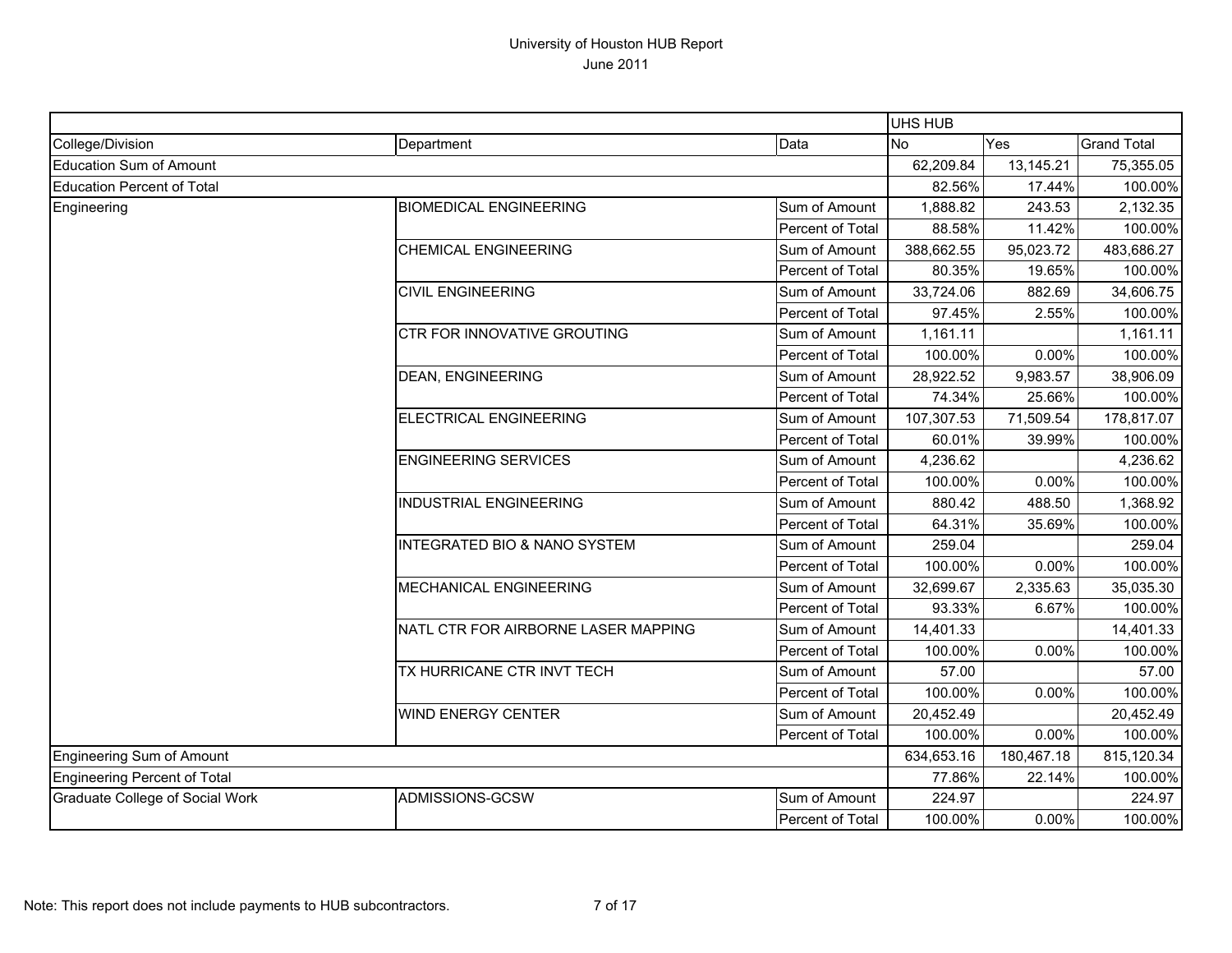University of Houston HUB Report
June 2011

| | | | UHS HUB | | |
|---|---|---|---|---|---|
| College/Division | Department | Data | No | Yes | Grand Total |
| Education Sum of Amount | | | 62,209.84 | 13,145.21 | 75,355.05 |
| Education Percent of Total | | | 82.56% | 17.44% | 100.00% |
| Engineering | BIOMEDICAL ENGINEERING | Sum of Amount | 1,888.82 | 243.53 | 2,132.35 |
| | | Percent of Total | 88.58% | 11.42% | 100.00% |
| | CHEMICAL ENGINEERING | Sum of Amount | 388,662.55 | 95,023.72 | 483,686.27 |
| | | Percent of Total | 80.35% | 19.65% | 100.00% |
| | CIVIL ENGINEERING | Sum of Amount | 33,724.06 | 882.69 | 34,606.75 |
| | | Percent of Total | 97.45% | 2.55% | 100.00% |
| | CTR FOR INNOVATIVE GROUTING | Sum of Amount | 1,161.11 | | 1,161.11 |
| | | Percent of Total | 100.00% | 0.00% | 100.00% |
| | DEAN, ENGINEERING | Sum of Amount | 28,922.52 | 9,983.57 | 38,906.09 |
| | | Percent of Total | 74.34% | 25.66% | 100.00% |
| | ELECTRICAL ENGINEERING | Sum of Amount | 107,307.53 | 71,509.54 | 178,817.07 |
| | | Percent of Total | 60.01% | 39.99% | 100.00% |
| | ENGINEERING SERVICES | Sum of Amount | 4,236.62 | | 4,236.62 |
| | | Percent of Total | 100.00% | 0.00% | 100.00% |
| | INDUSTRIAL ENGINEERING | Sum of Amount | 880.42 | 488.50 | 1,368.92 |
| | | Percent of Total | 64.31% | 35.69% | 100.00% |
| | INTEGRATED BIO & NANO SYSTEM | Sum of Amount | 259.04 | | 259.04 |
| | | Percent of Total | 100.00% | 0.00% | 100.00% |
| | MECHANICAL ENGINEERING | Sum of Amount | 32,699.67 | 2,335.63 | 35,035.30 |
| | | Percent of Total | 93.33% | 6.67% | 100.00% |
| | NATL CTR FOR AIRBORNE LASER MAPPING | Sum of Amount | 14,401.33 | | 14,401.33 |
| | | Percent of Total | 100.00% | 0.00% | 100.00% |
| | TX HURRICANE CTR INVT TECH | Sum of Amount | 57.00 | | 57.00 |
| | | Percent of Total | 100.00% | 0.00% | 100.00% |
| | WIND ENERGY CENTER | Sum of Amount | 20,452.49 | | 20,452.49 |
| | | Percent of Total | 100.00% | 0.00% | 100.00% |
| Engineering Sum of Amount | | | 634,653.16 | 180,467.18 | 815,120.34 |
| Engineering Percent of Total | | | 77.86% | 22.14% | 100.00% |
| Graduate College of Social Work | ADMISSIONS-GCSW | Sum of Amount | 224.97 | | 224.97 |
| | | Percent of Total | 100.00% | 0.00% | 100.00% |

Note: This report does not include payments to HUB subcontractors.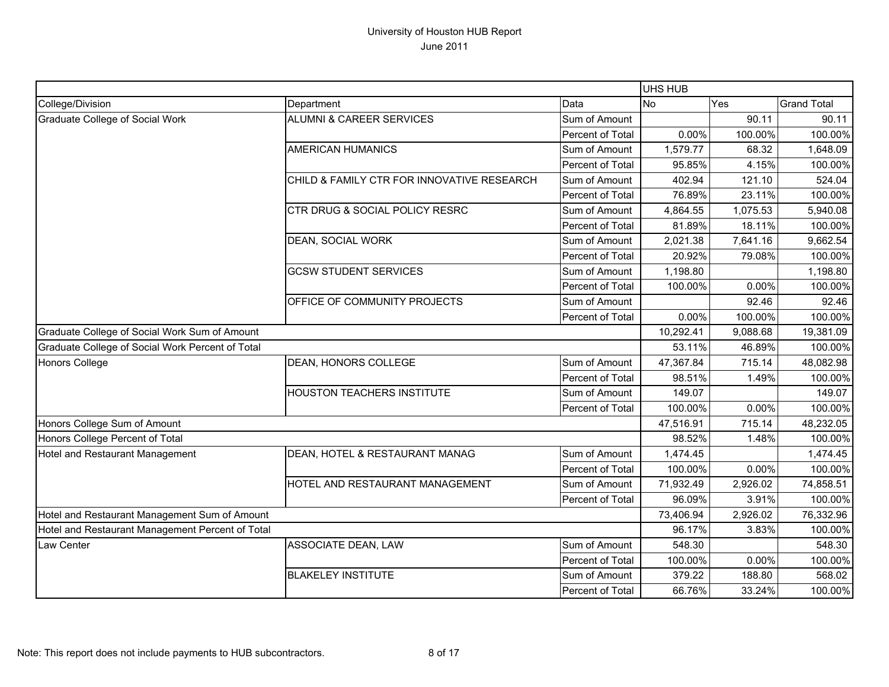University of Houston HUB Report
June 2011

| | | | UHS HUB | | |
|---|---|---|---|---|---|
| College/Division | Department | Data | No | Yes | Grand Total |
| Graduate College of Social Work | ALUMNI & CAREER SERVICES | Sum of Amount | | 90.11 | 90.11 |
| | | Percent of Total | 0.00% | 100.00% | 100.00% |
| | AMERICAN HUMANICS | Sum of Amount | 1,579.77 | 68.32 | 1,648.09 |
| | | Percent of Total | 95.85% | 4.15% | 100.00% |
| | CHILD & FAMILY CTR FOR INNOVATIVE RESEARCH | Sum of Amount | 402.94 | 121.10 | 524.04 |
| | | Percent of Total | 76.89% | 23.11% | 100.00% |
| | CTR DRUG & SOCIAL POLICY RESRC | Sum of Amount | 4,864.55 | 1,075.53 | 5,940.08 |
| | | Percent of Total | 81.89% | 18.11% | 100.00% |
| | DEAN, SOCIAL WORK | Sum of Amount | 2,021.38 | 7,641.16 | 9,662.54 |
| | | Percent of Total | 20.92% | 79.08% | 100.00% |
| | GCSW STUDENT SERVICES | Sum of Amount | 1,198.80 | | 1,198.80 |
| | | Percent of Total | 100.00% | 0.00% | 100.00% |
| | OFFICE OF COMMUNITY PROJECTS | Sum of Amount | | 92.46 | 92.46 |
| | | Percent of Total | 0.00% | 100.00% | 100.00% |
| Graduate College of Social Work Sum of Amount | | | 10,292.41 | 9,088.68 | 19,381.09 |
| Graduate College of Social Work Percent of Total | | | 53.11% | 46.89% | 100.00% |
| Honors College | DEAN, HONORS COLLEGE | Sum of Amount | 47,367.84 | 715.14 | 48,082.98 |
| | | Percent of Total | 98.51% | 1.49% | 100.00% |
| | HOUSTON TEACHERS INSTITUTE | Sum of Amount | 149.07 | | 149.07 |
| | | Percent of Total | 100.00% | 0.00% | 100.00% |
| Honors College Sum of Amount | | | 47,516.91 | 715.14 | 48,232.05 |
| Honors College Percent of Total | | | 98.52% | 1.48% | 100.00% |
| Hotel and Restaurant Management | DEAN, HOTEL & RESTAURANT MANAG | Sum of Amount | 1,474.45 | | 1,474.45 |
| | | Percent of Total | 100.00% | 0.00% | 100.00% |
| | HOTEL AND RESTAURANT MANAGEMENT | Sum of Amount | 71,932.49 | 2,926.02 | 74,858.51 |
| | | Percent of Total | 96.09% | 3.91% | 100.00% |
| Hotel and Restaurant Management Sum of Amount | | | 73,406.94 | 2,926.02 | 76,332.96 |
| Hotel and Restaurant Management Percent of Total | | | 96.17% | 3.83% | 100.00% |
| Law Center | ASSOCIATE DEAN, LAW | Sum of Amount | 548.30 | | 548.30 |
| | | Percent of Total | 100.00% | 0.00% | 100.00% |
| | BLAKELEY INSTITUTE | Sum of Amount | 379.22 | 188.80 | 568.02 |
| | | Percent of Total | 66.76% | 33.24% | 100.00% |

Note: This report does not include payments to HUB subcontractors.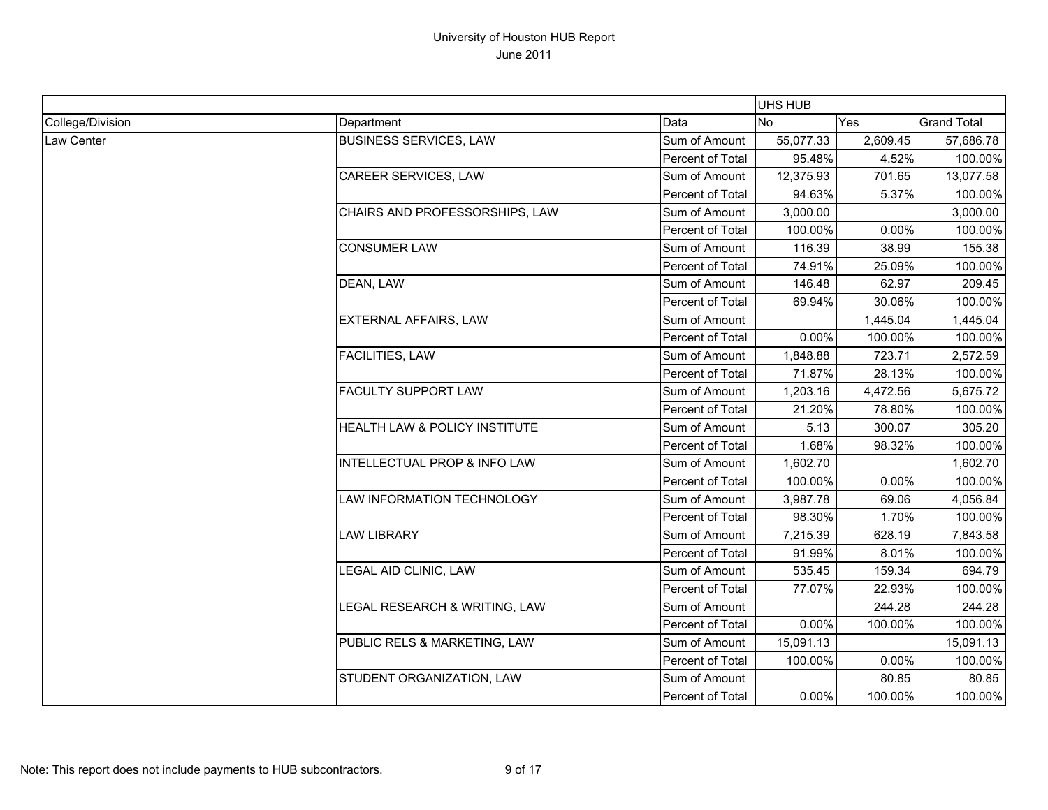# University of Houston HUB Report
June 2011

| | | | UHS HUB | | |
|---|---|---|---|---|---|
| College/Division | Department | Data | No | Yes | Grand Total |
| Law Center | BUSINESS SERVICES, LAW | Sum of Amount | 55,077.33 | 2,609.45 | 57,686.78 |
| | | Percent of Total | 95.48% | 4.52% | 100.00% |
| | CAREER SERVICES, LAW | Sum of Amount | 12,375.93 | 701.65 | 13,077.58 |
| | | Percent of Total | 94.63% | 5.37% | 100.00% |
| | CHAIRS AND PROFESSORSHIPS, LAW | Sum of Amount | 3,000.00 | | 3,000.00 |
| | | Percent of Total | 100.00% | 0.00% | 100.00% |
| | CONSUMER LAW | Sum of Amount | 116.39 | 38.99 | 155.38 |
| | | Percent of Total | 74.91% | 25.09% | 100.00% |
| | DEAN, LAW | Sum of Amount | 146.48 | 62.97 | 209.45 |
| | | Percent of Total | 69.94% | 30.06% | 100.00% |
| | EXTERNAL AFFAIRS, LAW | Sum of Amount | | 1,445.04 | 1,445.04 |
| | | Percent of Total | 0.00% | 100.00% | 100.00% |
| | FACILITIES, LAW | Sum of Amount | 1,848.88 | 723.71 | 2,572.59 |
| | | Percent of Total | 71.87% | 28.13% | 100.00% |
| | FACULTY SUPPORT LAW | Sum of Amount | 1,203.16 | 4,472.56 | 5,675.72 |
| | | Percent of Total | 21.20% | 78.80% | 100.00% |
| | HEALTH LAW & POLICY INSTITUTE | Sum of Amount | 5.13 | 300.07 | 305.20 |
| | | Percent of Total | 1.68% | 98.32% | 100.00% |
| | INTELLECTUAL PROP & INFO LAW | Sum of Amount | 1,602.70 | | 1,602.70 |
| | | Percent of Total | 100.00% | 0.00% | 100.00% |
| | LAW INFORMATION TECHNOLOGY | Sum of Amount | 3,987.78 | 69.06 | 4,056.84 |
| | | Percent of Total | 98.30% | 1.70% | 100.00% |
| | LAW LIBRARY | Sum of Amount | 7,215.39 | 628.19 | 7,843.58 |
| | | Percent of Total | 91.99% | 8.01% | 100.00% |
| | LEGAL AID CLINIC, LAW | Sum of Amount | 535.45 | 159.34 | 694.79 |
| | | Percent of Total | 77.07% | 22.93% | 100.00% |
| | LEGAL RESEARCH & WRITING, LAW | Sum of Amount | | 244.28 | 244.28 |
| | | Percent of Total | 0.00% | 100.00% | 100.00% |
| | PUBLIC RELS & MARKETING, LAW | Sum of Amount | 15,091.13 | | 15,091.13 |
| | | Percent of Total | 100.00% | 0.00% | 100.00% |
| | STUDENT ORGANIZATION, LAW | Sum of Amount | | 80.85 | 80.85 |
| | | Percent of Total | 0.00% | 100.00% | 100.00% |

Note: This report does not include payments to HUB subcontractors.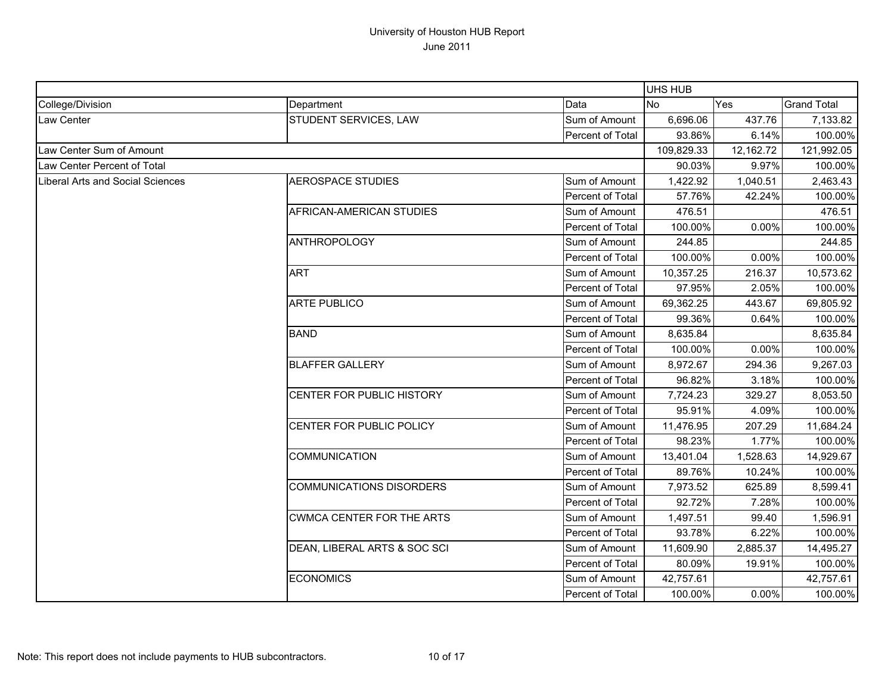# University of Houston HUB Report

June 2011

| | | | UHS HUB | | |
|---|---|---|---|---|---|
| College/Division | Department | Data | No | Yes | Grand Total |
| Law Center | STUDENT SERVICES, LAW | Sum of Amount | 6,696.06 | 437.76 | 7,133.82 |
| | | Percent of Total | 93.86% | 6.14% | 100.00% |
| Law Center Sum of Amount | | | 109,829.33 | 12,162.72 | 121,992.05 |
| Law Center Percent of Total | | | 90.03% | 9.97% | 100.00% |
| Liberal Arts and Social Sciences | AEROSPACE STUDIES | Sum of Amount | 1,422.92 | 1,040.51 | 2,463.43 |
| | | Percent of Total | 57.76% | 42.24% | 100.00% |
| | AFRICAN-AMERICAN STUDIES | Sum of Amount | 476.51 | | 476.51 |
| | | Percent of Total | 100.00% | 0.00% | 100.00% |
| | ANTHROPOLOGY | Sum of Amount | 244.85 | | 244.85 |
| | | Percent of Total | 100.00% | 0.00% | 100.00% |
| | ART | Sum of Amount | 10,357.25 | 216.37 | 10,573.62 |
| | | Percent of Total | 97.95% | 2.05% | 100.00% |
| | ARTE PUBLICO | Sum of Amount | 69,362.25 | 443.67 | 69,805.92 |
| | | Percent of Total | 99.36% | 0.64% | 100.00% |
| | BAND | Sum of Amount | 8,635.84 | | 8,635.84 |
| | | Percent of Total | 100.00% | 0.00% | 100.00% |
| | BLAFFER GALLERY | Sum of Amount | 8,972.67 | 294.36 | 9,267.03 |
| | | Percent of Total | 96.82% | 3.18% | 100.00% |
| | CENTER FOR PUBLIC HISTORY | Sum of Amount | 7,724.23 | 329.27 | 8,053.50 |
| | | Percent of Total | 95.91% | 4.09% | 100.00% |
| | CENTER FOR PUBLIC POLICY | Sum of Amount | 11,476.95 | 207.29 | 11,684.24 |
| | | Percent of Total | 98.23% | 1.77% | 100.00% |
| | COMMUNICATION | Sum of Amount | 13,401.04 | 1,528.63 | 14,929.67 |
| | | Percent of Total | 89.76% | 10.24% | 100.00% |
| | COMMUNICATIONS DISORDERS | Sum of Amount | 7,973.52 | 625.89 | 8,599.41 |
| | | Percent of Total | 92.72% | 7.28% | 100.00% |
| | CWMCA CENTER FOR THE ARTS | Sum of Amount | 1,497.51 | 99.40 | 1,596.91 |
| | | Percent of Total | 93.78% | 6.22% | 100.00% |
| | DEAN, LIBERAL ARTS & SOC SCI | Sum of Amount | 11,609.90 | 2,885.37 | 14,495.27 |
| | | Percent of Total | 80.09% | 19.91% | 100.00% |
| | ECONOMICS | Sum of Amount | 42,757.61 | | 42,757.61 |
| | | Percent of Total | 100.00% | 0.00% | 100.00% |

Note: This report does not include payments to HUB subcontractors.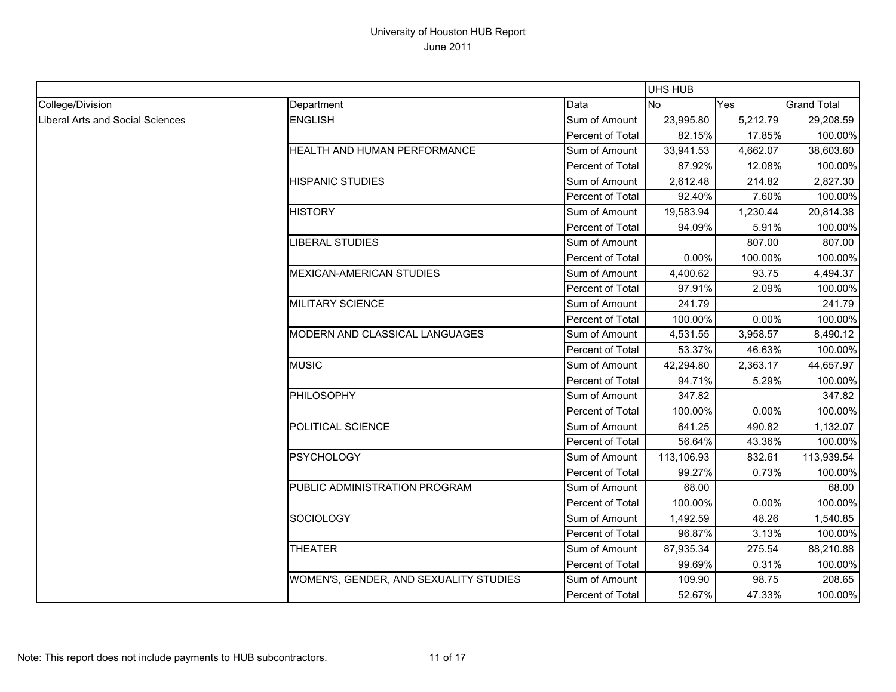# University of Houston HUB Report
June 2011

| | | | UHS HUB | | |
|---|---|---|---|---|---|
| College/Division | Department | Data | No | Yes | Grand Total |
| Liberal Arts and Social Sciences | ENGLISH | Sum of Amount | 23,995.80 | 5,212.79 | 29,208.59 |
| | | Percent of Total | 82.15% | 17.85% | 100.00% |
| | HEALTH AND HUMAN PERFORMANCE | Sum of Amount | 33,941.53 | 4,662.07 | 38,603.60 |
| | | Percent of Total | 87.92% | 12.08% | 100.00% |
| | HISPANIC STUDIES | Sum of Amount | 2,612.48 | 214.82 | 2,827.30 |
| | | Percent of Total | 92.40% | 7.60% | 100.00% |
| | HISTORY | Sum of Amount | 19,583.94 | 1,230.44 | 20,814.38 |
| | | Percent of Total | 94.09% | 5.91% | 100.00% |
| | LIBERAL STUDIES | Sum of Amount | | 807.00 | 807.00 |
| | | Percent of Total | 0.00% | 100.00% | 100.00% |
| | MEXICAN-AMERICAN STUDIES | Sum of Amount | 4,400.62 | 93.75 | 4,494.37 |
| | | Percent of Total | 97.91% | 2.09% | 100.00% |
| | MILITARY SCIENCE | Sum of Amount | 241.79 | | 241.79 |
| | | Percent of Total | 100.00% | 0.00% | 100.00% |
| | MODERN AND CLASSICAL LANGUAGES | Sum of Amount | 4,531.55 | 3,958.57 | 8,490.12 |
| | | Percent of Total | 53.37% | 46.63% | 100.00% |
| | MUSIC | Sum of Amount | 42,294.80 | 2,363.17 | 44,657.97 |
| | | Percent of Total | 94.71% | 5.29% | 100.00% |
| | PHILOSOPHY | Sum of Amount | 347.82 | | 347.82 |
| | | Percent of Total | 100.00% | 0.00% | 100.00% |
| | POLITICAL SCIENCE | Sum of Amount | 641.25 | 490.82 | 1,132.07 |
| | | Percent of Total | 56.64% | 43.36% | 100.00% |
| | PSYCHOLOGY | Sum of Amount | 113,106.93 | 832.61 | 113,939.54 |
| | | Percent of Total | 99.27% | 0.73% | 100.00% |
| | PUBLIC ADMINISTRATION PROGRAM | Sum of Amount | 68.00 | | 68.00 |
| | | Percent of Total | 100.00% | 0.00% | 100.00% |
| | SOCIOLOGY | Sum of Amount | 1,492.59 | 48.26 | 1,540.85 |
| | | Percent of Total | 96.87% | 3.13% | 100.00% |
| | THEATER | Sum of Amount | 87,935.34 | 275.54 | 88,210.88 |
| | | Percent of Total | 99.69% | 0.31% | 100.00% |
| | WOMEN'S, GENDER, AND SEXUALITY STUDIES | Sum of Amount | 109.90 | 98.75 | 208.65 |
| | | Percent of Total | 52.67% | 47.33% | 100.00% |

Note: This report does not include payments to HUB subcontractors.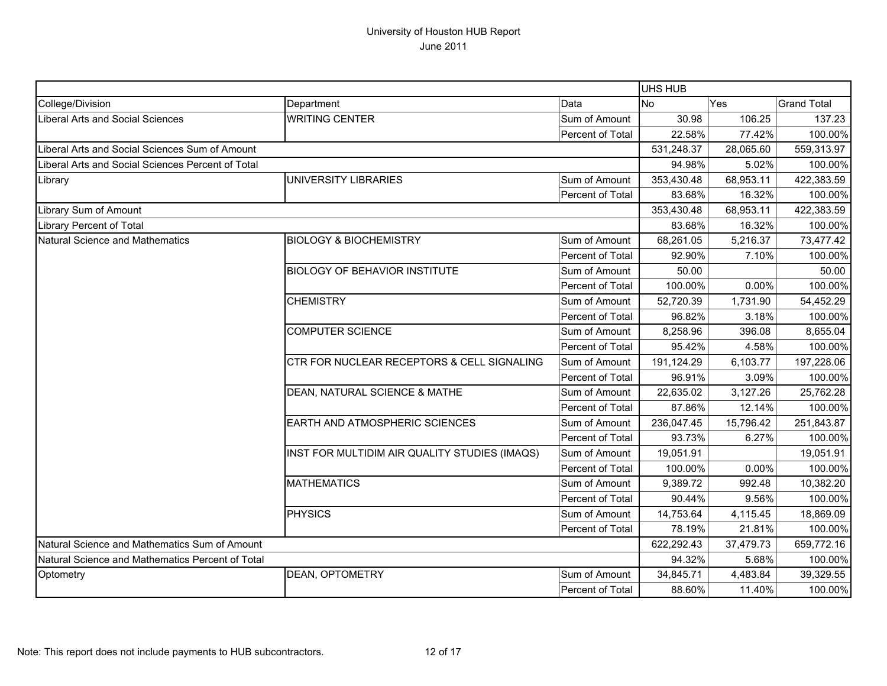University of Houston HUB Report
June 2011

| | | | UHS HUB | | |
|---|---|---|---|---|---|
| College/Division | Department | Data | No | Yes | Grand Total |
| Liberal Arts and Social Sciences | WRITING CENTER | Sum of Amount | 30.98 | 106.25 | 137.23 |
| | | Percent of Total | 22.58% | 77.42% | 100.00% |
| Liberal Arts and Social Sciences Sum of Amount | | | 531,248.37 | 28,065.60 | 559,313.97 |
| Liberal Arts and Social Sciences Percent of Total | | | 94.98% | 5.02% | 100.00% |
| Library | UNIVERSITY LIBRARIES | Sum of Amount | 353,430.48 | 68,953.11 | 422,383.59 |
| | | Percent of Total | 83.68% | 16.32% | 100.00% |
| Library Sum of Amount | | | 353,430.48 | 68,953.11 | 422,383.59 |
| Library Percent of Total | | | 83.68% | 16.32% | 100.00% |
| Natural Science and Mathematics | BIOLOGY & BIOCHEMISTRY | Sum of Amount | 68,261.05 | 5,216.37 | 73,477.42 |
| | | Percent of Total | 92.90% | 7.10% | 100.00% |
| | BIOLOGY OF BEHAVIOR INSTITUTE | Sum of Amount | 50.00 | | 50.00 |
| | | Percent of Total | 100.00% | 0.00% | 100.00% |
| | CHEMISTRY | Sum of Amount | 52,720.39 | 1,731.90 | 54,452.29 |
| | | Percent of Total | 96.82% | 3.18% | 100.00% |
| | COMPUTER SCIENCE | Sum of Amount | 8,258.96 | 396.08 | 8,655.04 |
| | | Percent of Total | 95.42% | 4.58% | 100.00% |
| | CTR FOR NUCLEAR RECEPTORS & CELL SIGNALING | Sum of Amount | 191,124.29 | 6,103.77 | 197,228.06 |
| | | Percent of Total | 96.91% | 3.09% | 100.00% |
| | DEAN, NATURAL SCIENCE & MATHE | Sum of Amount | 22,635.02 | 3,127.26 | 25,762.28 |
| | | Percent of Total | 87.86% | 12.14% | 100.00% |
| | EARTH AND ATMOSPHERIC SCIENCES | Sum of Amount | 236,047.45 | 15,796.42 | 251,843.87 |
| | | Percent of Total | 93.73% | 6.27% | 100.00% |
| | INST FOR MULTIDIM AIR QUALITY STUDIES (IMAQS) | Sum of Amount | 19,051.91 | | 19,051.91 |
| | | Percent of Total | 100.00% | 0.00% | 100.00% |
| | MATHEMATICS | Sum of Amount | 9,389.72 | 992.48 | 10,382.20 |
| | | Percent of Total | 90.44% | 9.56% | 100.00% |
| | PHYSICS | Sum of Amount | 14,753.64 | 4,115.45 | 18,869.09 |
| | | Percent of Total | 78.19% | 21.81% | 100.00% |
| Natural Science and Mathematics Sum of Amount | | | 622,292.43 | 37,479.73 | 659,772.16 |
| Natural Science and Mathematics Percent of Total | | | 94.32% | 5.68% | 100.00% |
| Optometry | DEAN, OPTOMETRY | Sum of Amount | 34,845.71 | 4,483.84 | 39,329.55 |
| | | Percent of Total | 88.60% | 11.40% | 100.00% |

Note: This report does not include payments to HUB subcontractors.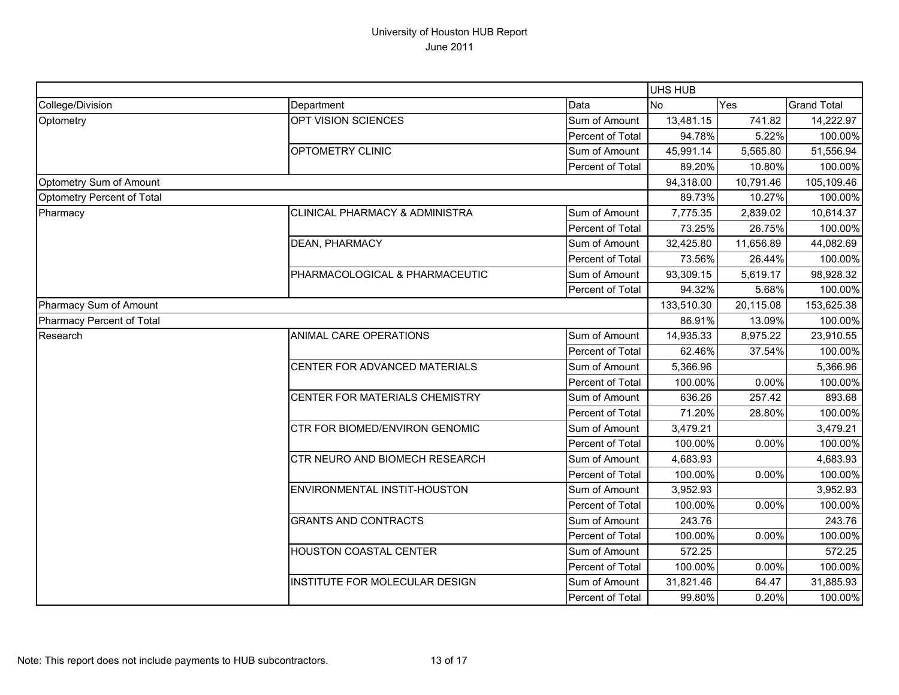# University of Houston HUB Report
## June 2011

| | | | UHS HUB | | |
|---|---|---|---|---|---|
| College/Division | Department | Data | No | Yes | Grand Total |
| Optometry | OPT VISION SCIENCES | Sum of Amount | 13,481.15 | 741.82 | 14,222.97 |
| | | Percent of Total | 94.78% | 5.22% | 100.00% |
| | OPTOMETRY CLINIC | Sum of Amount | 45,991.14 | 5,565.80 | 51,556.94 |
| | | Percent of Total | 89.20% | 10.80% | 100.00% |
| Optometry Sum of Amount | | | 94,318.00 | 10,791.46 | 105,109.46 |
| Optometry Percent of Total | | | 89.73% | 10.27% | 100.00% |
| Pharmacy | CLINICAL PHARMACY & ADMINISTRA | Sum of Amount | 7,775.35 | 2,839.02 | 10,614.37 |
| | | Percent of Total | 73.25% | 26.75% | 100.00% |
| | DEAN, PHARMACY | Sum of Amount | 32,425.80 | 11,656.89 | 44,082.69 |
| | | Percent of Total | 73.56% | 26.44% | 100.00% |
| | PHARMACOLOGICAL & PHARMACEUTIC | Sum of Amount | 93,309.15 | 5,619.17 | 98,928.32 |
| | | Percent of Total | 94.32% | 5.68% | 100.00% |
| Pharmacy Sum of Amount | | | 133,510.30 | 20,115.08 | 153,625.38 |
| Pharmacy Percent of Total | | | 86.91% | 13.09% | 100.00% |
| Research | ANIMAL CARE OPERATIONS | Sum of Amount | 14,935.33 | 8,975.22 | 23,910.55 |
| | | Percent of Total | 62.46% | 37.54% | 100.00% |
| | CENTER FOR ADVANCED MATERIALS | Sum of Amount | 5,366.96 | | 5,366.96 |
| | | Percent of Total | 100.00% | 0.00% | 100.00% |
| | CENTER FOR MATERIALS CHEMISTRY | Sum of Amount | 636.26 | 257.42 | 893.68 |
| | | Percent of Total | 71.20% | 28.80% | 100.00% |
| | CTR FOR BIOMED/ENVIRON GENOMIC | Sum of Amount | 3,479.21 | | 3,479.21 |
| | | Percent of Total | 100.00% | 0.00% | 100.00% |
| | CTR NEURO AND BIOMECH RESEARCH | Sum of Amount | 4,683.93 | | 4,683.93 |
| | | Percent of Total | 100.00% | 0.00% | 100.00% |
| | ENVIRONMENTAL INSTIT-HOUSTON | Sum of Amount | 3,952.93 | | 3,952.93 |
| | | Percent of Total | 100.00% | 0.00% | 100.00% |
| | GRANTS AND CONTRACTS | Sum of Amount | 243.76 | | 243.76 |
| | | Percent of Total | 100.00% | 0.00% | 100.00% |
| | HOUSTON COASTAL CENTER | Sum of Amount | 572.25 | | 572.25 |
| | | Percent of Total | 100.00% | 0.00% | 100.00% |
| | INSTITUTE FOR MOLECULAR DESIGN | Sum of Amount | 31,821.46 | 64.47 | 31,885.93 |
| | | Percent of Total | 99.80% | 0.20% | 100.00% |

Note: This report does not include payments to HUB subcontractors.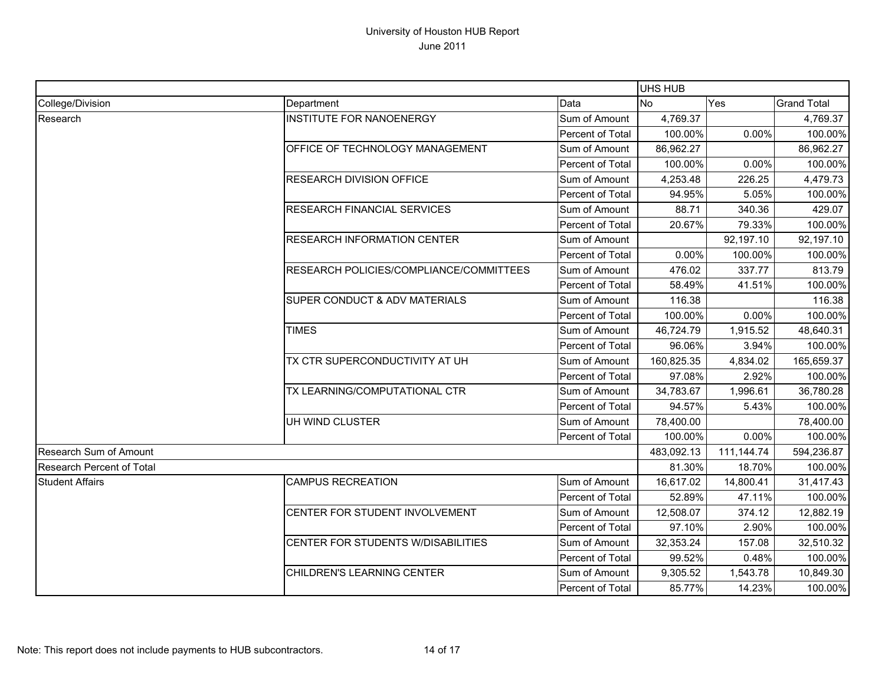# University of Houston HUB Report

June 2011

| | | | UHS HUB | | |
|---|---|---|---|---|---|
| College/Division | Department | Data | No | Yes | Grand Total |
| Research | INSTITUTE FOR NANOENERGY | Sum of Amount | 4,769.37 | | 4,769.37 |
| | | Percent of Total | 100.00% | 0.00% | 100.00% |
| | OFFICE OF TECHNOLOGY MANAGEMENT | Sum of Amount | 86,962.27 | | 86,962.27 |
| | | Percent of Total | 100.00% | 0.00% | 100.00% |
| | RESEARCH DIVISION OFFICE | Sum of Amount | 4,253.48 | 226.25 | 4,479.73 |
| | | Percent of Total | 94.95% | 5.05% | 100.00% |
| | RESEARCH FINANCIAL SERVICES | Sum of Amount | 88.71 | 340.36 | 429.07 |
| | | Percent of Total | 20.67% | 79.33% | 100.00% |
| | RESEARCH INFORMATION CENTER | Sum of Amount | | 92,197.10 | 92,197.10 |
| | | Percent of Total | 0.00% | 100.00% | 100.00% |
| | RESEARCH POLICIES/COMPLIANCE/COMMITTEES | Sum of Amount | 476.02 | 337.77 | 813.79 |
| | | Percent of Total | 58.49% | 41.51% | 100.00% |
| | SUPER CONDUCT & ADV MATERIALS | Sum of Amount | 116.38 | | 116.38 |
| | | Percent of Total | 100.00% | 0.00% | 100.00% |
| | TIMES | Sum of Amount | 46,724.79 | 1,915.52 | 48,640.31 |
| | | Percent of Total | 96.06% | 3.94% | 100.00% |
| | TX CTR SUPERCONDUCTIVITY AT UH | Sum of Amount | 160,825.35 | 4,834.02 | 165,659.37 |
| | | Percent of Total | 97.08% | 2.92% | 100.00% |
| | TX LEARNING/COMPUTATIONAL CTR | Sum of Amount | 34,783.67 | 1,996.61 | 36,780.28 |
| | | Percent of Total | 94.57% | 5.43% | 100.00% |
| | UH WIND CLUSTER | Sum of Amount | 78,400.00 | | 78,400.00 |
| | | Percent of Total | 100.00% | 0.00% | 100.00% |
| Research Sum of Amount | | | 483,092.13 | 111,144.74 | 594,236.87 |
| Research Percent of Total | | | 81.30% | 18.70% | 100.00% |
| Student Affairs | CAMPUS RECREATION | Sum of Amount | 16,617.02 | 14,800.41 | 31,417.43 |
| | | Percent of Total | 52.89% | 47.11% | 100.00% |
| | CENTER FOR STUDENT INVOLVEMENT | Sum of Amount | 12,508.07 | 374.12 | 12,882.19 |
| | | Percent of Total | 97.10% | 2.90% | 100.00% |
| | CENTER FOR STUDENTS W/DISABILITIES | Sum of Amount | 32,353.24 | 157.08 | 32,510.32 |
| | | Percent of Total | 99.52% | 0.48% | 100.00% |
| | CHILDREN'S LEARNING CENTER | Sum of Amount | 9,305.52 | 1,543.78 | 10,849.30 |
| | | Percent of Total | 85.77% | 14.23% | 100.00% |

Note: This report does not include payments to HUB subcontractors.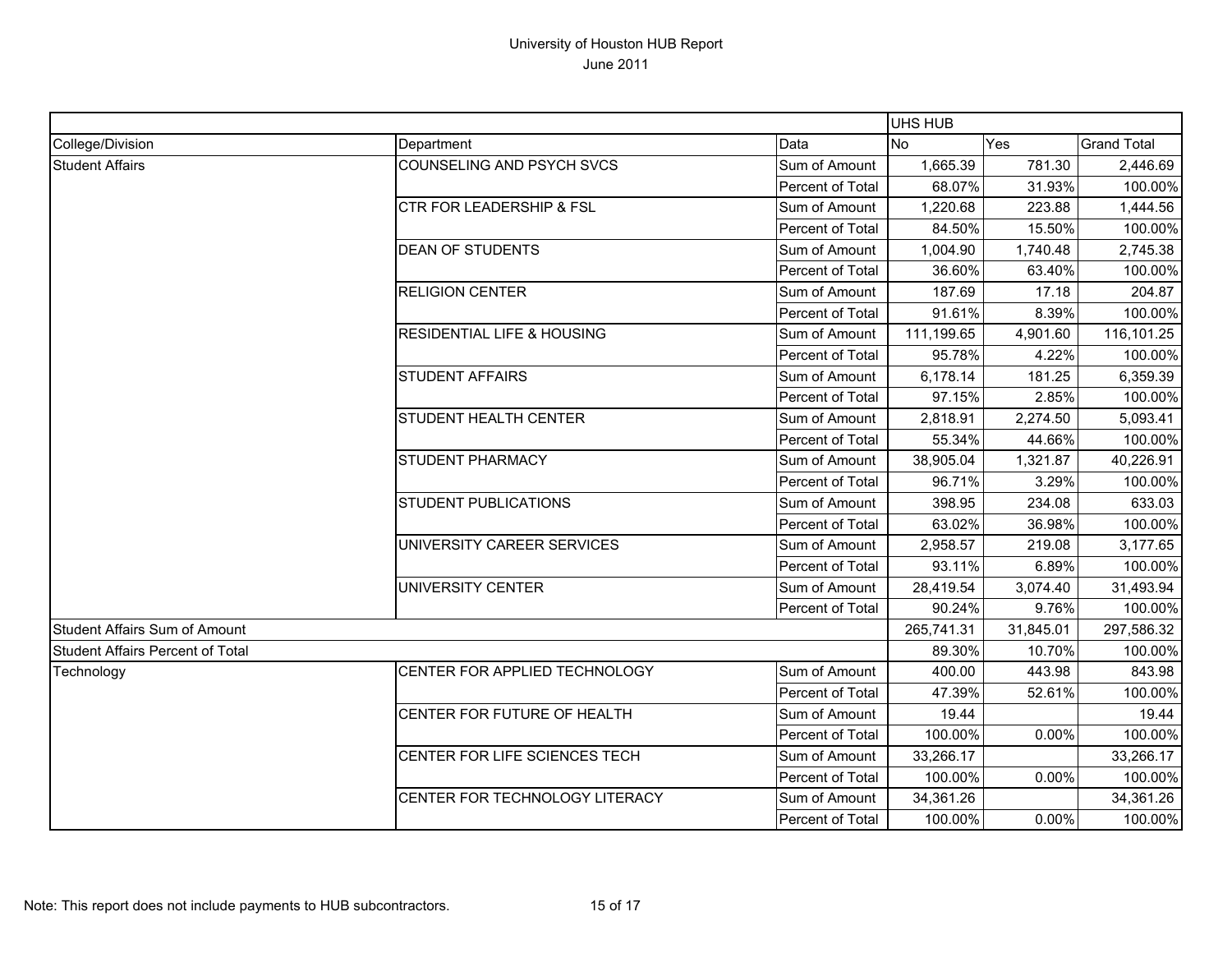# University of Houston HUB Report

June 2011

| | | | UHS HUB | | |
|---|---|---|---|---|---|
| College/Division | Department | Data | No | Yes | Grand Total |
| Student Affairs | COUNSELING AND PSYCH SVCS | Sum of Amount | 1,665.39 | 781.30 | 2,446.69 |
| | | Percent of Total | 68.07% | 31.93% | 100.00% |
| | CTR FOR LEADERSHIP & FSL | Sum of Amount | 1,220.68 | 223.88 | 1,444.56 |
| | | Percent of Total | 84.50% | 15.50% | 100.00% |
| | DEAN OF STUDENTS | Sum of Amount | 1,004.90 | 1,740.48 | 2,745.38 |
| | | Percent of Total | 36.60% | 63.40% | 100.00% |
| | RELIGION CENTER | Sum of Amount | 187.69 | 17.18 | 204.87 |
| | | Percent of Total | 91.61% | 8.39% | 100.00% |
| | RESIDENTIAL LIFE & HOUSING | Sum of Amount | 111,199.65 | 4,901.60 | 116,101.25 |
| | | Percent of Total | 95.78% | 4.22% | 100.00% |
| | STUDENT AFFAIRS | Sum of Amount | 6,178.14 | 181.25 | 6,359.39 |
| | | Percent of Total | 97.15% | 2.85% | 100.00% |
| | STUDENT HEALTH CENTER | Sum of Amount | 2,818.91 | 2,274.50 | 5,093.41 |
| | | Percent of Total | 55.34% | 44.66% | 100.00% |
| | STUDENT PHARMACY | Sum of Amount | 38,905.04 | 1,321.87 | 40,226.91 |
| | | Percent of Total | 96.71% | 3.29% | 100.00% |
| | STUDENT PUBLICATIONS | Sum of Amount | 398.95 | 234.08 | 633.03 |
| | | Percent of Total | 63.02% | 36.98% | 100.00% |
| | UNIVERSITY CAREER SERVICES | Sum of Amount | 2,958.57 | 219.08 | 3,177.65 |
| | | Percent of Total | 93.11% | 6.89% | 100.00% |
| | UNIVERSITY CENTER | Sum of Amount | 28,419.54 | 3,074.40 | 31,493.94 |
| | | Percent of Total | 90.24% | 9.76% | 100.00% |
| Student Affairs Sum of Amount | | | 265,741.31 | 31,845.01 | 297,586.32 |
| Student Affairs Percent of Total | | | 89.30% | 10.70% | 100.00% |
| Technology | CENTER FOR APPLIED TECHNOLOGY | Sum of Amount | 400.00 | 443.98 | 843.98 |
| | | Percent of Total | 47.39% | 52.61% | 100.00% |
| | CENTER FOR FUTURE OF HEALTH | Sum of Amount | 19.44 | | 19.44 |
| | | Percent of Total | 100.00% | 0.00% | 100.00% |
| | CENTER FOR LIFE SCIENCES TECH | Sum of Amount | 33,266.17 | | 33,266.17 |
| | | Percent of Total | 100.00% | 0.00% | 100.00% |
| | CENTER FOR TECHNOLOGY LITERACY | Sum of Amount | 34,361.26 | | 34,361.26 |
| | | Percent of Total | 100.00% | 0.00% | 100.00% |

Note: This report does not include payments to HUB subcontractors.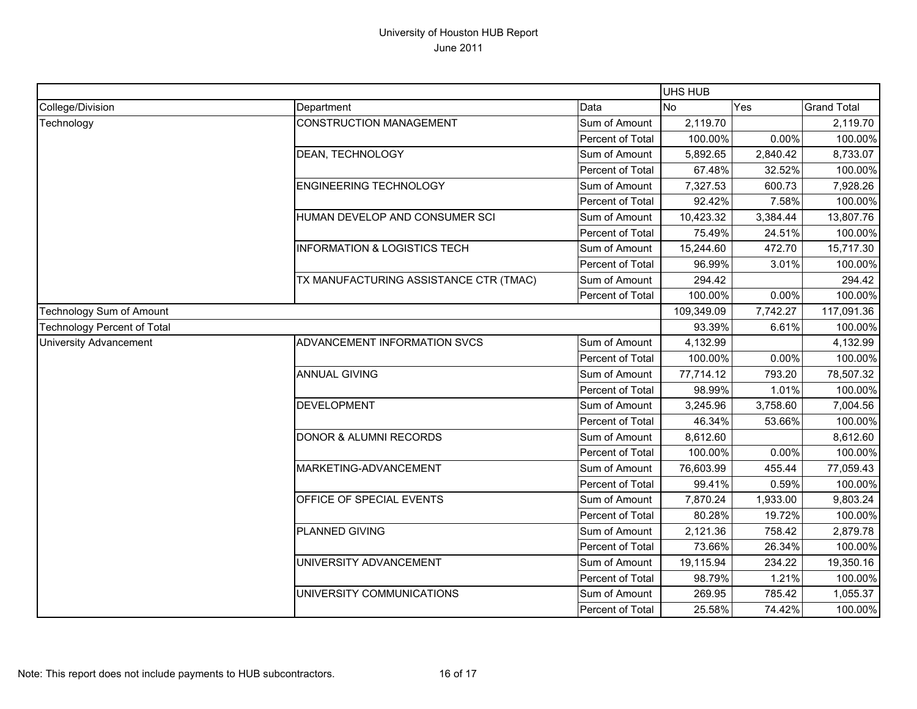# University of Houston HUB Report
June 2011

| | | | UHS HUB | | |
|---|---|---|---|---|---|
| College/Division | Department | Data | No | Yes | Grand Total |
| Technology | CONSTRUCTION MANAGEMENT | Sum of Amount | 2,119.70 | | 2,119.70 |
| | | Percent of Total | 100.00% | 0.00% | 100.00% |
| | DEAN, TECHNOLOGY | Sum of Amount | 5,892.65 | 2,840.42 | 8,733.07 |
| | | Percent of Total | 67.48% | 32.52% | 100.00% |
| | ENGINEERING TECHNOLOGY | Sum of Amount | 7,327.53 | 600.73 | 7,928.26 |
| | | Percent of Total | 92.42% | 7.58% | 100.00% |
| | HUMAN DEVELOP AND CONSUMER SCI | Sum of Amount | 10,423.32 | 3,384.44 | 13,807.76 |
| | | Percent of Total | 75.49% | 24.51% | 100.00% |
| | INFORMATION & LOGISTICS TECH | Sum of Amount | 15,244.60 | 472.70 | 15,717.30 |
| | | Percent of Total | 96.99% | 3.01% | 100.00% |
| | TX MANUFACTURING ASSISTANCE CTR (TMAC) | Sum of Amount | 294.42 | | 294.42 |
| | | Percent of Total | 100.00% | 0.00% | 100.00% |
| Technology Sum of Amount | | | 109,349.09 | 7,742.27 | 117,091.36 |
| Technology Percent of Total | | | 93.39% | 6.61% | 100.00% |
| University Advancement | ADVANCEMENT INFORMATION SVCS | Sum of Amount | 4,132.99 | | 4,132.99 |
| | | Percent of Total | 100.00% | 0.00% | 100.00% |
| | ANNUAL GIVING | Sum of Amount | 77,714.12 | 793.20 | 78,507.32 |
| | | Percent of Total | 98.99% | 1.01% | 100.00% |
| | DEVELOPMENT | Sum of Amount | 3,245.96 | 3,758.60 | 7,004.56 |
| | | Percent of Total | 46.34% | 53.66% | 100.00% |
| | DONOR & ALUMNI RECORDS | Sum of Amount | 8,612.60 | | 8,612.60 |
| | | Percent of Total | 100.00% | 0.00% | 100.00% |
| | MARKETING-ADVANCEMENT | Sum of Amount | 76,603.99 | 455.44 | 77,059.43 |
| | | Percent of Total | 99.41% | 0.59% | 100.00% |
| | OFFICE OF SPECIAL EVENTS | Sum of Amount | 7,870.24 | 1,933.00 | 9,803.24 |
| | | Percent of Total | 80.28% | 19.72% | 100.00% |
| | PLANNED GIVING | Sum of Amount | 2,121.36 | 758.42 | 2,879.78 |
| | | Percent of Total | 73.66% | 26.34% | 100.00% |
| | UNIVERSITY ADVANCEMENT | Sum of Amount | 19,115.94 | 234.22 | 19,350.16 |
| | | Percent of Total | 98.79% | 1.21% | 100.00% |
| | UNIVERSITY COMMUNICATIONS | Sum of Amount | 269.95 | 785.42 | 1,055.37 |
| | | Percent of Total | 25.58% | 74.42% | 100.00% |

Note: This report does not include payments to HUB subcontractors.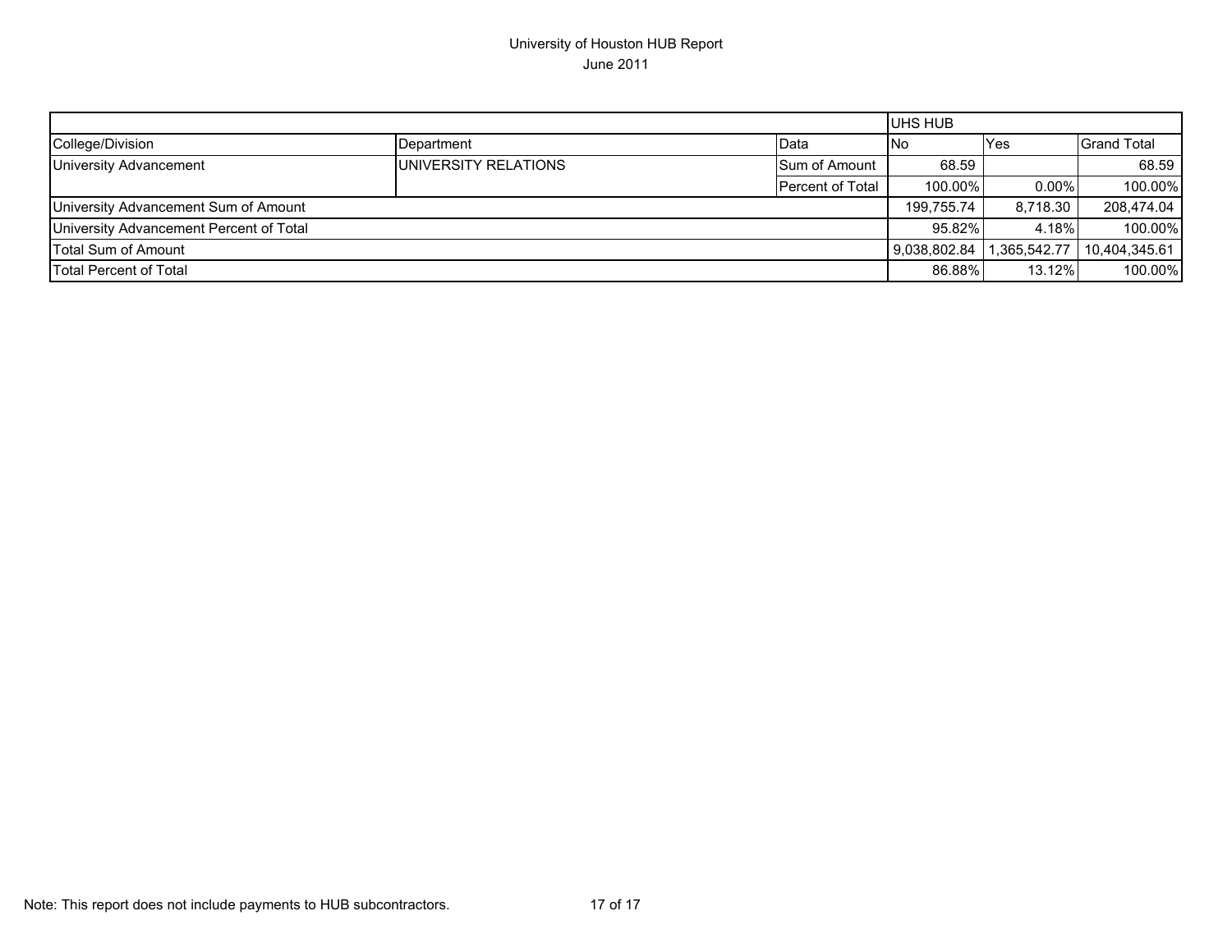University of Houston HUB Report
June 2011

| | | | UHS HUB | | |
|---|---|---|---|---|---|
| College/Division | Department | Data | No | Yes | Grand Total |
| University Advancement | UNIVERSITY RELATIONS | Sum of Amount | 68.59 | | 68.59 |
| | | Percent of Total | 100.00% | 0.00% | 100.00% |
| University Advancement Sum of Amount | | | 199,755.74 | 8,718.30 | 208,474.04 |
| University Advancement Percent of Total | | | 95.82% | 4.18% | 100.00% |
| Total Sum of Amount | | | 9,038,802.84 | 1,365,542.77 | 10,404,345.61 |
| Total Percent of Total | | | 86.88% | 13.12% | 100.00% |

Note: This report does not include payments to HUB subcontractors.